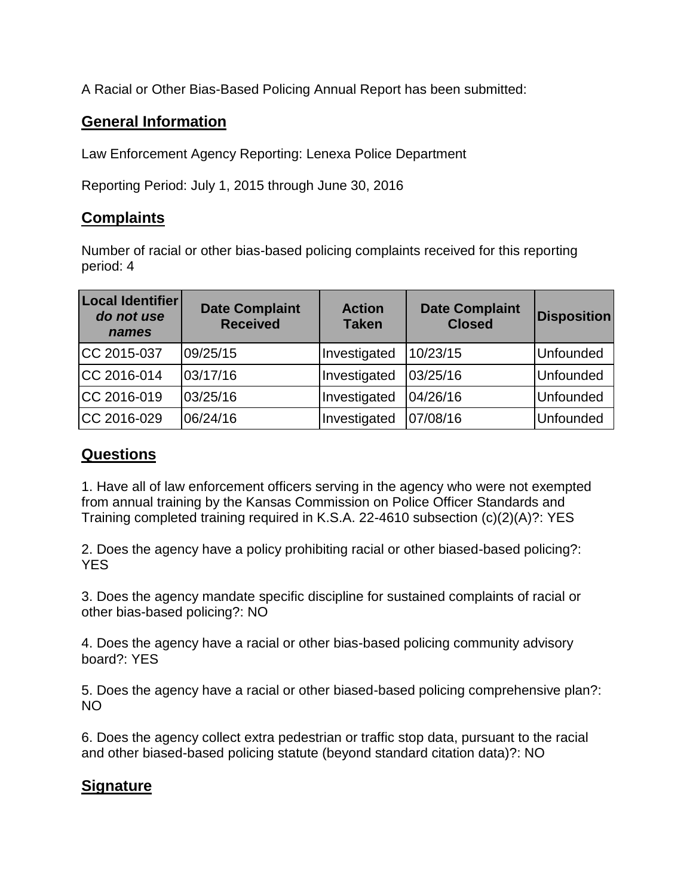A Racial or Other Bias-Based Policing Annual Report has been submitted:

## General Information

Law Enforcement Agency Reporting: Lenexa Police Department

Reporting Period: July 1, 2015 through June 30, 2016

## Complaints

Number of racial or other bias-based policing complaints received for this reporting period: 4

| **Local Identifier** ***do not use names*** | **Date Complaint Received** | **Action Taken** | **Date Complaint Closed** | **Disposition** |
|---|---|---|---|---|
| CC 2015-037 | 09/25/15 | Investigated | 10/23/15 | Unfounded |
| CC 2016-014 | 03/17/16 | Investigated | 03/25/16 | Unfounded |
| CC 2016-019 | 03/25/16 | Investigated | 04/26/16 | Unfounded |
| CC 2016-029 | 06/24/16 | Investigated | 07/08/16 | Unfounded |

## Questions

1. Have all of law enforcement officers serving in the agency who were not exempted from annual training by the Kansas Commission on Police Officer Standards and Training completed training required in K.S.A. 22-4610 subsection (c)(2)(A)?: YES

2. Does the agency have a policy prohibiting racial or other biased-based policing?: YES

3. Does the agency mandate specific discipline for sustained complaints of racial or other bias-based policing?: NO

4. Does the agency have a racial or other bias-based policing community advisory board?: YES

5. Does the agency have a racial or other biased-based policing comprehensive plan?: NO

6. Does the agency collect extra pedestrian or traffic stop data, pursuant to the racial and other biased-based policing statute (beyond standard citation data)?: NO

## Signature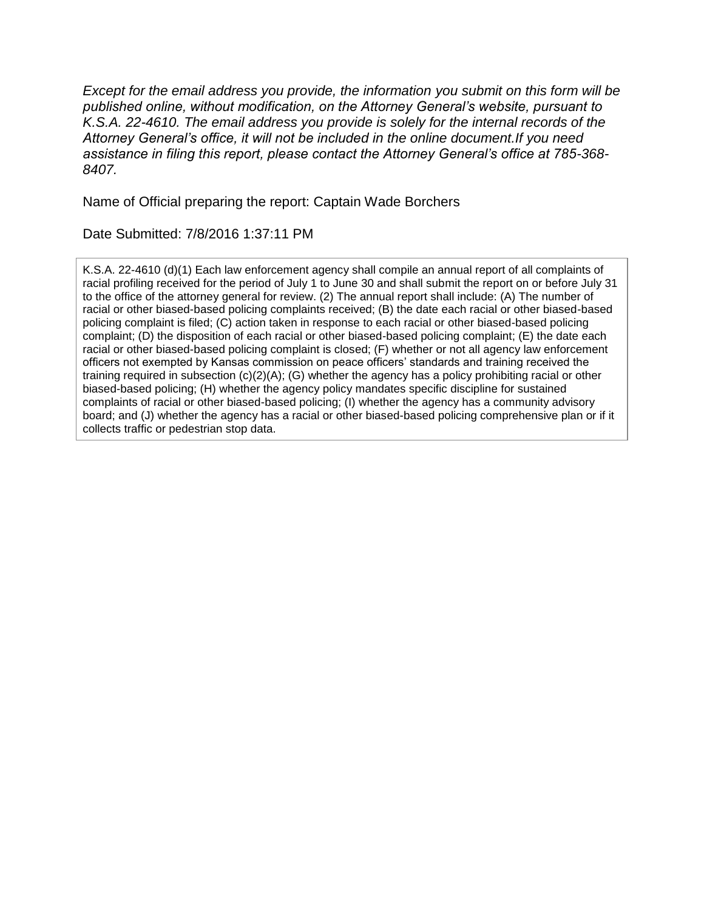*Except for the email address you provide, the information you submit on this form will be published online, without modification, on the Attorney General's website, pursuant to K.S.A. 22-4610. The email address you provide is solely for the internal records of the Attorney General's office, it will not be included in the online document.If you need assistance in filing this report, please contact the Attorney General's office at 785-368-8407.*

Name of Official preparing the report: Captain Wade Borchers

Date Submitted: 7/8/2016 1:37:11 PM

K.S.A. 22-4610 (d)(1) Each law enforcement agency shall compile an annual report of all complaints of racial profiling received for the period of July 1 to June 30 and shall submit the report on or before July 31 to the office of the attorney general for review. (2) The annual report shall include: (A) The number of racial or other biased-based policing complaints received; (B) the date each racial or other biased-based policing complaint is filed; (C) action taken in response to each racial or other biased-based policing complaint; (D) the disposition of each racial or other biased-based policing complaint; (E) the date each racial or other biased-based policing complaint is closed; (F) whether or not all agency law enforcement officers not exempted by Kansas commission on peace officers' standards and training received the training required in subsection (c)(2)(A); (G) whether the agency has a policy prohibiting racial or other biased-based policing; (H) whether the agency policy mandates specific discipline for sustained complaints of racial or other biased-based policing; (I) whether the agency has a community advisory board; and (J) whether the agency has a racial or other biased-based policing comprehensive plan or if it collects traffic or pedestrian stop data.